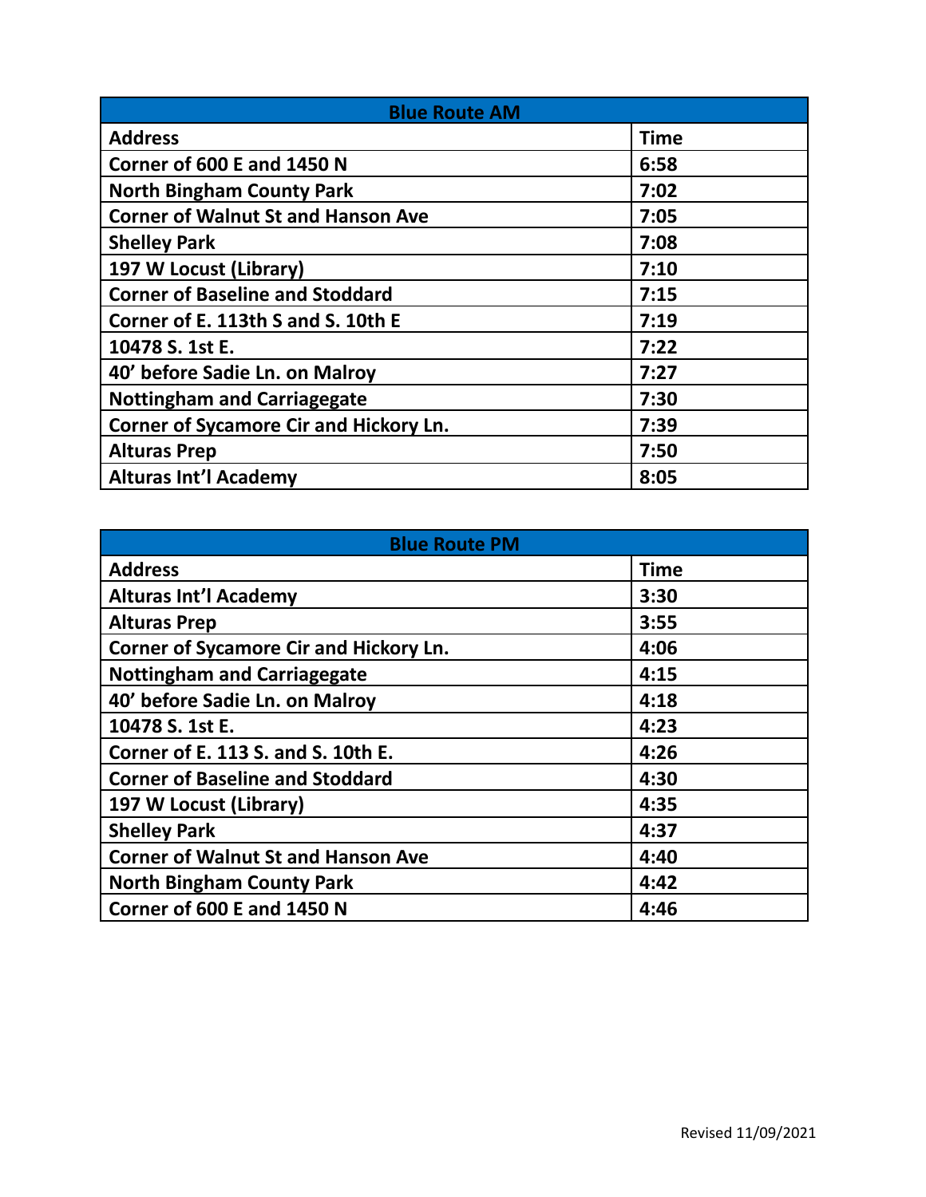| Blue Route AM | |
|---|---|
| **Address** | **Time** |
| **Corner of 600 E and 1450 N** | **6:58** |
| **North Bingham County Park** | **7:02** |
| **Corner of Walnut St and Hanson Ave** | **7:05** |
| **Shelley Park** | **7:08** |
| **197 W Locust (Library)** | **7:10** |
| **Corner of Baseline and Stoddard** | **7:15** |
| **Corner of E. 113th S and S. 10th E** | **7:19** |
| **10478 S. 1st E.** | **7:22** |
| **40' before Sadie Ln. on Malroy** | **7:27** |
| **Nottingham and Carriagegate** | **7:30** |
| **Corner of Sycamore Cir and Hickory Ln.** | **7:39** |
| **Alturas Prep** | **7:50** |
| **Alturas Int'l Academy** | **8:05** |

| Blue Route PM | |
|---|---|
| **Address** | **Time** |
| **Alturas Int'l Academy** | **3:30** |
| **Alturas Prep** | **3:55** |
| **Corner of Sycamore Cir and Hickory Ln.** | **4:06** |
| **Nottingham and Carriagegate** | **4:15** |
| **40' before Sadie Ln. on Malroy** | **4:18** |
| **10478 S. 1st E.** | **4:23** |
| **Corner of E. 113 S. and S. 10th E.** | **4:26** |
| **Corner of Baseline and Stoddard** | **4:30** |
| **197 W Locust (Library)** | **4:35** |
| **Shelley Park** | **4:37** |
| **Corner of Walnut St and Hanson Ave** | **4:40** |
| **North Bingham County Park** | **4:42** |
| **Corner of 600 E and 1450 N** | **4:46** |

Revised 11/09/2021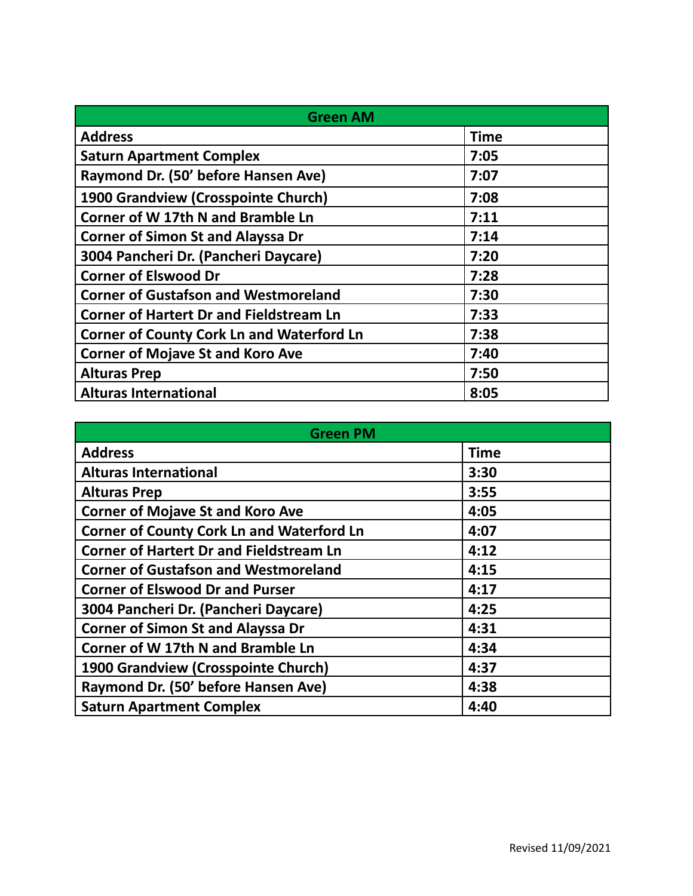| Green AM | |
| --- | --- |
| **Address** | **Time** |
| **Saturn Apartment Complex** | **7:05** |
| **Raymond Dr. (50' before Hansen Ave)** | **7:07** |
| **1900 Grandview (Crosspointe Church)** | **7:08** |
| **Corner of W 17th N and Bramble Ln** | **7:11** |
| **Corner of Simon St and Alayssa Dr** | **7:14** |
| **3004 Pancheri Dr. (Pancheri Daycare)** | **7:20** |
| **Corner of Elswood Dr** | **7:28** |
| **Corner of Gustafson and Westmoreland** | **7:30** |
| **Corner of Hartert Dr and Fieldstream Ln** | **7:33** |
| **Corner of County Cork Ln and Waterford Ln** | **7:38** |
| **Corner of Mojave St and Koro Ave** | **7:40** |
| **Alturas Prep** | **7:50** |
| **Alturas International** | **8:05** |

| Green PM | |
| --- | --- |
| **Address** | **Time** |
| **Alturas International** | **3:30** |
| **Alturas Prep** | **3:55** |
| **Corner of Mojave St and Koro Ave** | **4:05** |
| **Corner of County Cork Ln and Waterford Ln** | **4:07** |
| **Corner of Hartert Dr and Fieldstream Ln** | **4:12** |
| **Corner of Gustafson and Westmoreland** | **4:15** |
| **Corner of Elswood Dr and Purser** | **4:17** |
| **3004 Pancheri Dr. (Pancheri Daycare)** | **4:25** |
| **Corner of Simon St and Alayssa Dr** | **4:31** |
| **Corner of W 17th N and Bramble Ln** | **4:34** |
| **1900 Grandview (Crosspointe Church)** | **4:37** |
| **Raymond Dr. (50' before Hansen Ave)** | **4:38** |
| **Saturn Apartment Complex** | **4:40** |

Revised 11/09/2021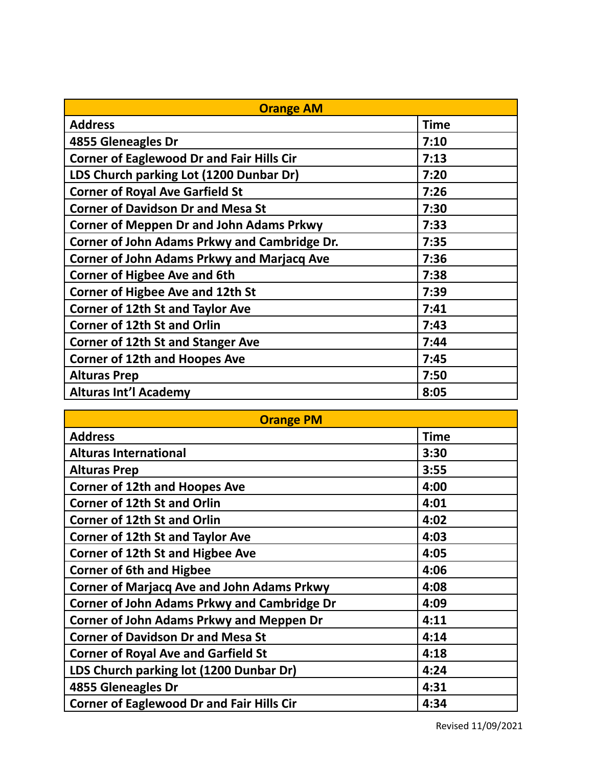| Orange AM | |
|---|---|
| **Address** | **Time** |
| 4855 Gleneagles Dr | 7:10 |
| Corner of Eaglewood Dr and Fair Hills Cir | 7:13 |
| LDS Church parking Lot (1200 Dunbar Dr) | 7:20 |
| Corner of Royal Ave Garfield St | 7:26 |
| Corner of Davidson Dr and Mesa St | 7:30 |
| Corner of Meppen Dr and John Adams Prkwy | 7:33 |
| Corner of John Adams Prkwy and Cambridge Dr. | 7:35 |
| Corner of John Adams Prkwy and Marjacq Ave | 7:36 |
| Corner of Higbee Ave and 6th | 7:38 |
| Corner of Higbee Ave and 12th St | 7:39 |
| Corner of 12th St and Taylor Ave | 7:41 |
| Corner of 12th St and Orlin | 7:43 |
| Corner of 12th St and Stanger Ave | 7:44 |
| Corner of 12th and Hoopes Ave | 7:45 |
| Alturas Prep | 7:50 |
| Alturas Int'l Academy | 8:05 |

| Orange PM | |
|---|---|
| **Address** | **Time** |
| Alturas International | 3:30 |
| Alturas Prep | 3:55 |
| Corner of 12th and Hoopes Ave | 4:00 |
| Corner of 12th St and Orlin | 4:01 |
| Corner of 12th St and Orlin | 4:02 |
| Corner of 12th St and Taylor Ave | 4:03 |
| Corner of 12th St and Higbee Ave | 4:05 |
| Corner of 6th and Higbee | 4:06 |
| Corner of Marjacq Ave and John Adams Prkwy | 4:08 |
| Corner of John Adams Prkwy and Cambridge Dr | 4:09 |
| Corner of John Adams Prkwy and Meppen Dr | 4:11 |
| Corner of Davidson Dr and Mesa St | 4:14 |
| Corner of Royal Ave and Garfield St | 4:18 |
| LDS Church parking lot (1200 Dunbar Dr) | 4:24 |
| 4855 Gleneagles Dr | 4:31 |
| Corner of Eaglewood Dr and Fair Hills Cir | 4:34 |

Revised 11/09/2021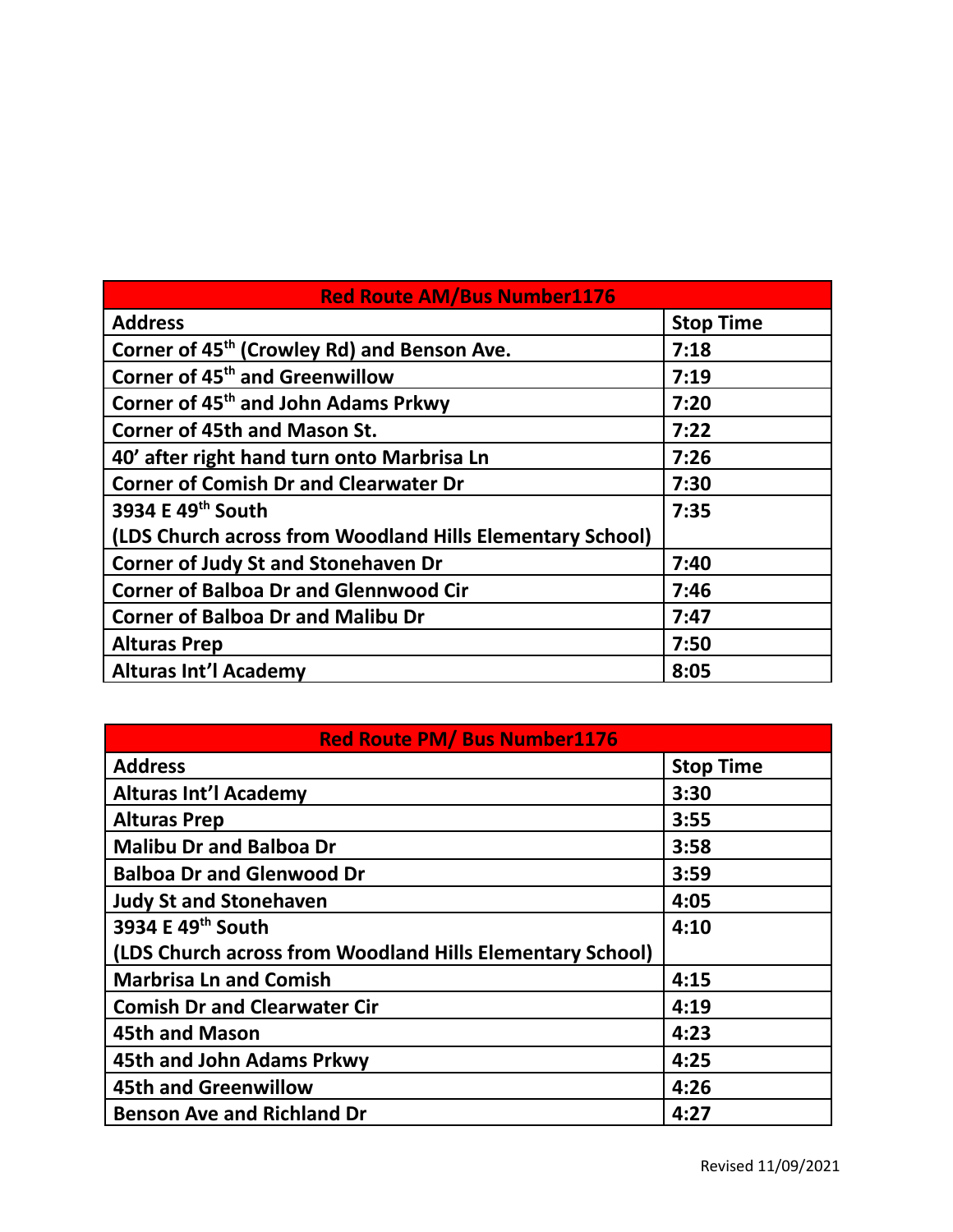| Red Route AM/Bus Number1176 | |
|---|---|
| **Address** | **Stop Time** |
| **Corner of 45th (Crowley Rd) and Benson Ave.** | **7:18** |
| **Corner of 45th and Greenwillow** | **7:19** |
| **Corner of 45th and John Adams Prkwy** | **7:20** |
| **Corner of 45th and Mason St.** | **7:22** |
| **40' after right hand turn onto Marbrisa Ln** | **7:26** |
| **Corner of Comish Dr and Clearwater Dr** | **7:30** |
| **3934 E 49th South (LDS Church across from Woodland Hills Elementary School)** | **7:35** |
| **Corner of Judy St and Stonehaven Dr** | **7:40** |
| **Corner of Balboa Dr and Glennwood Cir** | **7:46** |
| **Corner of Balboa Dr and Malibu Dr** | **7:47** |
| **Alturas Prep** | **7:50** |
| **Alturas Int'l Academy** | **8:05** |

| Red Route PM/ Bus Number1176 | |
|---|---|
| **Address** | **Stop Time** |
| **Alturas Int'l Academy** | **3:30** |
| **Alturas Prep** | **3:55** |
| **Malibu Dr and Balboa Dr** | **3:58** |
| **Balboa Dr and Glenwood Dr** | **3:59** |
| **Judy St and Stonehaven** | **4:05** |
| **3934 E 49th South (LDS Church across from Woodland Hills Elementary School)** | **4:10** |
| **Marbrisa Ln and Comish** | **4:15** |
| **Comish Dr and Clearwater Cir** | **4:19** |
| **45th and Mason** | **4:23** |
| **45th and John Adams Prkwy** | **4:25** |
| **45th and Greenwillow** | **4:26** |
| **Benson Ave and Richland Dr** | **4:27** |

Revised 11/09/2021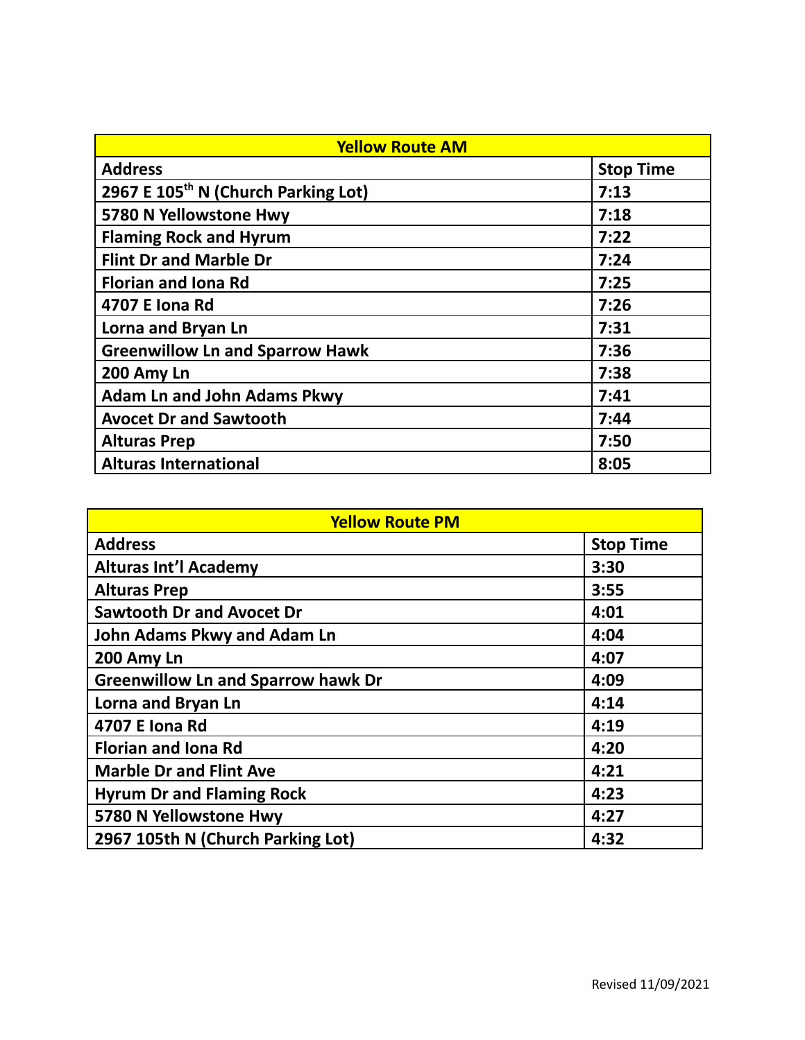| Yellow Route AM | |
|---|---|
| **Address** | **Stop Time** |
| **2967 E 105th N (Church Parking Lot)** | **7:13** |
| **5780 N Yellowstone Hwy** | **7:18** |
| **Flaming Rock and Hyrum** | **7:22** |
| **Flint Dr and Marble Dr** | **7:24** |
| **Florian and Iona Rd** | **7:25** |
| **4707 E Iona Rd** | **7:26** |
| **Lorna and Bryan Ln** | **7:31** |
| **Greenwillow Ln and Sparrow Hawk** | **7:36** |
| **200 Amy Ln** | **7:38** |
| **Adam Ln and John Adams Pkwy** | **7:41** |
| **Avocet Dr and Sawtooth** | **7:44** |
| **Alturas Prep** | **7:50** |
| **Alturas International** | **8:05** |

| Yellow Route PM | |
|---|---|
| **Address** | **Stop Time** |
| **Alturas Int'l Academy** | **3:30** |
| **Alturas Prep** | **3:55** |
| **Sawtooth Dr and Avocet Dr** | **4:01** |
| **John Adams Pkwy and Adam Ln** | **4:04** |
| **200 Amy Ln** | **4:07** |
| **Greenwillow Ln and Sparrow hawk Dr** | **4:09** |
| **Lorna and Bryan Ln** | **4:14** |
| **4707 E Iona Rd** | **4:19** |
| **Florian and Iona Rd** | **4:20** |
| **Marble Dr and Flint Ave** | **4:21** |
| **Hyrum Dr and Flaming Rock** | **4:23** |
| **5780 N Yellowstone Hwy** | **4:27** |
| **2967 105th N (Church Parking Lot)** | **4:32** |

Revised 11/09/2021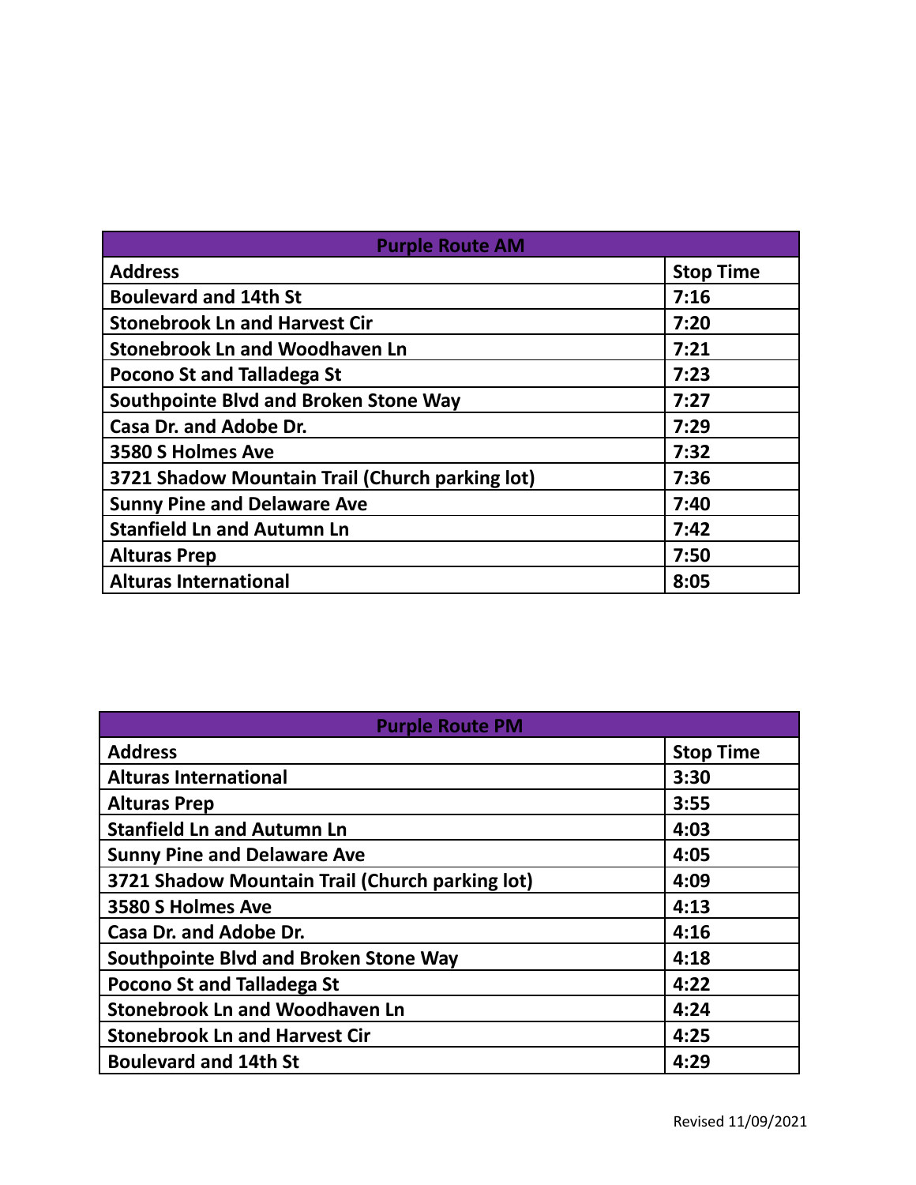| Purple Route AM | |
|---|---|
| **Address** | **Stop Time** |
| **Boulevard and 14th St** | **7:16** |
| **Stonebrook Ln and Harvest Cir** | **7:20** |
| **Stonebrook Ln and Woodhaven Ln** | **7:21** |
| **Pocono St and Talladega St** | **7:23** |
| **Southpointe Blvd and Broken Stone Way** | **7:27** |
| **Casa Dr. and Adobe Dr.** | **7:29** |
| **3580 S Holmes Ave** | **7:32** |
| **3721 Shadow Mountain Trail (Church parking lot)** | **7:36** |
| **Sunny Pine and Delaware Ave** | **7:40** |
| **Stanfield Ln and Autumn Ln** | **7:42** |
| **Alturas Prep** | **7:50** |
| **Alturas International** | **8:05** |

| Purple Route PM | |
|---|---|
| **Address** | **Stop Time** |
| **Alturas International** | **3:30** |
| **Alturas Prep** | **3:55** |
| **Stanfield Ln and Autumn Ln** | **4:03** |
| **Sunny Pine and Delaware Ave** | **4:05** |
| **3721 Shadow Mountain Trail (Church parking lot)** | **4:09** |
| **3580 S Holmes Ave** | **4:13** |
| **Casa Dr. and Adobe Dr.** | **4:16** |
| **Southpointe Blvd and Broken Stone Way** | **4:18** |
| **Pocono St and Talladega St** | **4:22** |
| **Stonebrook Ln and Woodhaven Ln** | **4:24** |
| **Stonebrook Ln and Harvest Cir** | **4:25** |
| **Boulevard and 14th St** | **4:29** |

Revised 11/09/2021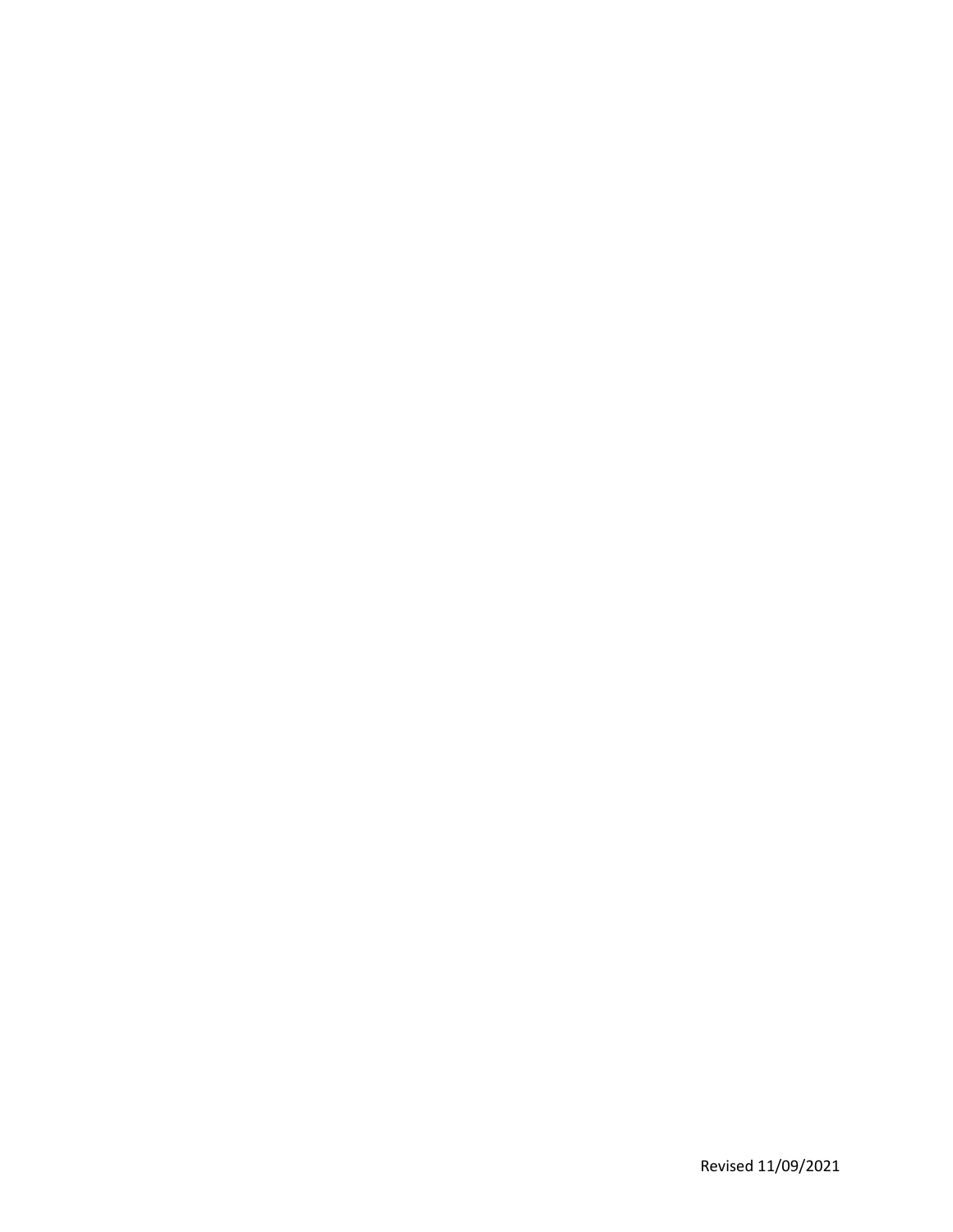Revised 11/09/2021